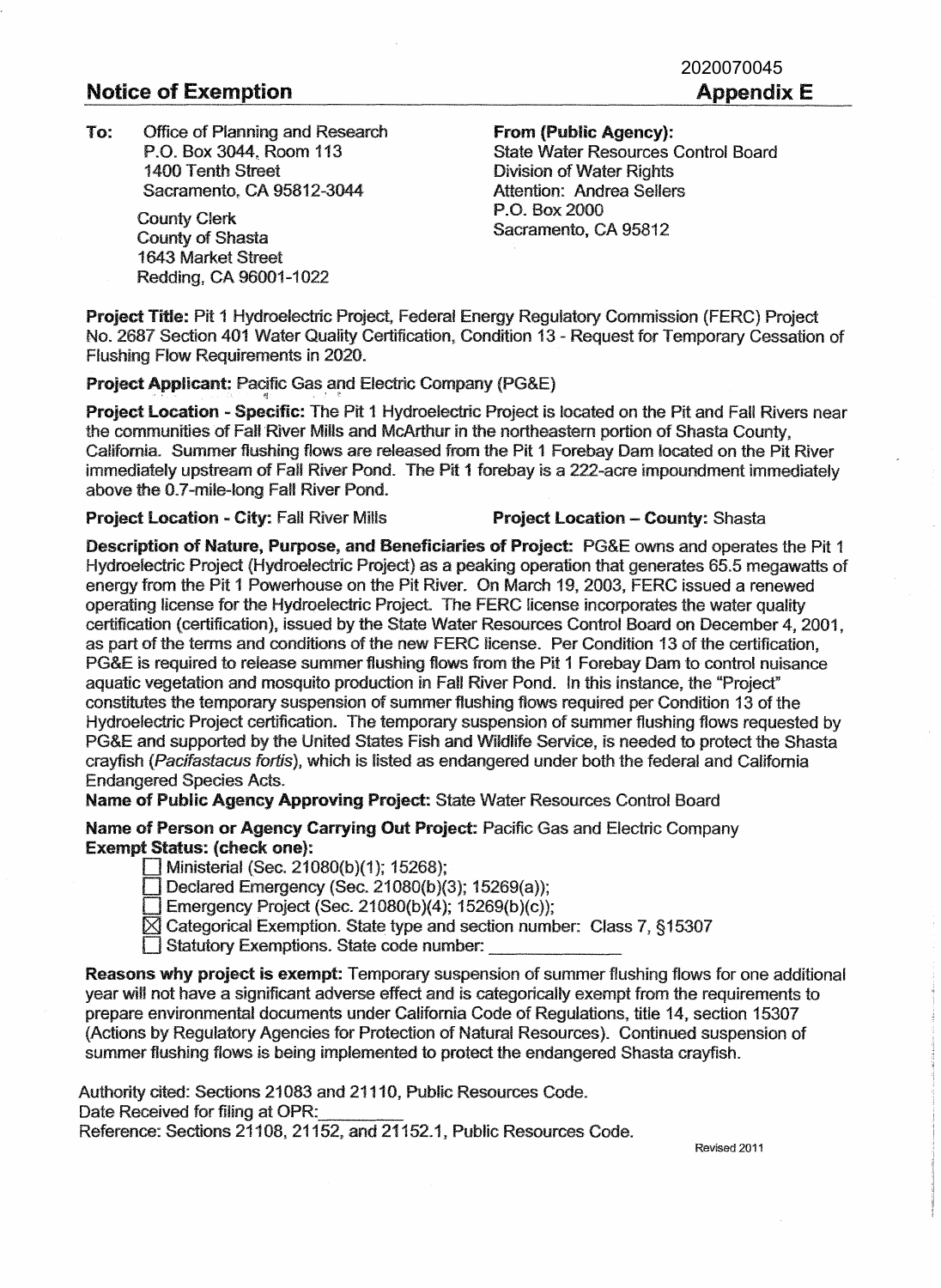2020070045

## Notice of Exemption

**Appendix E**

**To:** Office of Planning and Research
P.O. Box 3044, Room 113
1400 Tenth Street
Sacramento, CA 95812-3044

County Clerk
County of Shasta
1643 Market Street
Redding, CA 96001-1022

**From (Public Agency):**
State Water Resources Control Board
Division of Water Rights
Attention: Andrea Sellers
P.O. Box 2000
Sacramento, CA 95812

**Project Title:** Pit 1 Hydroelectric Project, Federal Energy Regulatory Commission (FERC) Project No. 2687 Section 401 Water Quality Certification, Condition 13 - Request for Temporary Cessation of Flushing Flow Requirements in 2020.

**Project Applicant:** Pacific Gas and Electric Company (PG&E)

**Project Location - Specific:** The Pit 1 Hydroelectric Project is located on the Pit and Fall Rivers near the communities of Fall River Mills and McArthur in the northeastern portion of Shasta County, California. Summer flushing flows are released from the Pit 1 Forebay Dam located on the Pit River immediately upstream of Fall River Pond. The Pit 1 forebay is a 222-acre impoundment immediately above the 0.7-mile-long Fall River Pond.

**Project Location - City:** Fall River Mills **Project Location – County:** Shasta

**Description of Nature, Purpose, and Beneficiaries of Project:** PG&E owns and operates the Pit 1 Hydroelectric Project (Hydroelectric Project) as a peaking operation that generates 65.5 megawatts of energy from the Pit 1 Powerhouse on the Pit River. On March 19, 2003, FERC issued a renewed operating license for the Hydroelectric Project. The FERC license incorporates the water quality certification (certification), issued by the State Water Resources Control Board on December 4, 2001, as part of the terms and conditions of the new FERC license. Per Condition 13 of the certification, PG&E is required to release summer flushing flows from the Pit 1 Forebay Dam to control nuisance aquatic vegetation and mosquito production in Fall River Pond. In this instance, the "Project" constitutes the temporary suspension of summer flushing flows required per Condition 13 of the Hydroelectric Project certification. The temporary suspension of summer flushing flows requested by PG&E and supported by the United States Fish and Wildlife Service, is needed to protect the Shasta crayfish (*Pacifastacus fortis*), which is listed as endangered under both the federal and California Endangered Species Acts.

**Name of Public Agency Approving Project:** State Water Resources Control Board

**Name of Person or Agency Carrying Out Project:** Pacific Gas and Electric Company

**Exempt Status: (check one):**

- ☐ Ministerial (Sec. 21080(b)(1); 15268);
- ☐ Declared Emergency (Sec. 21080(b)(3); 15269(a));
- ☐ Emergency Project (Sec. 21080(b)(4); 15269(b)(c));
- ☒ Categorical Exemption. State type and section number: Class 7, §15307
- ☐ Statutory Exemptions. State code number: ______________

**Reasons why project is exempt:** Temporary suspension of summer flushing flows for one additional year will not have a significant adverse effect and is categorically exempt from the requirements to prepare environmental documents under California Code of Regulations, title 14, section 15307 (Actions by Regulatory Agencies for Protection of Natural Resources). Continued suspension of summer flushing flows is being implemented to protect the endangered Shasta crayfish.

Authority cited: Sections 21083 and 21110, Public Resources Code.
Date Received for filing at OPR: ________
Reference: Sections 21108, 21152, and 21152.1, Public Resources Code.

Revised 2011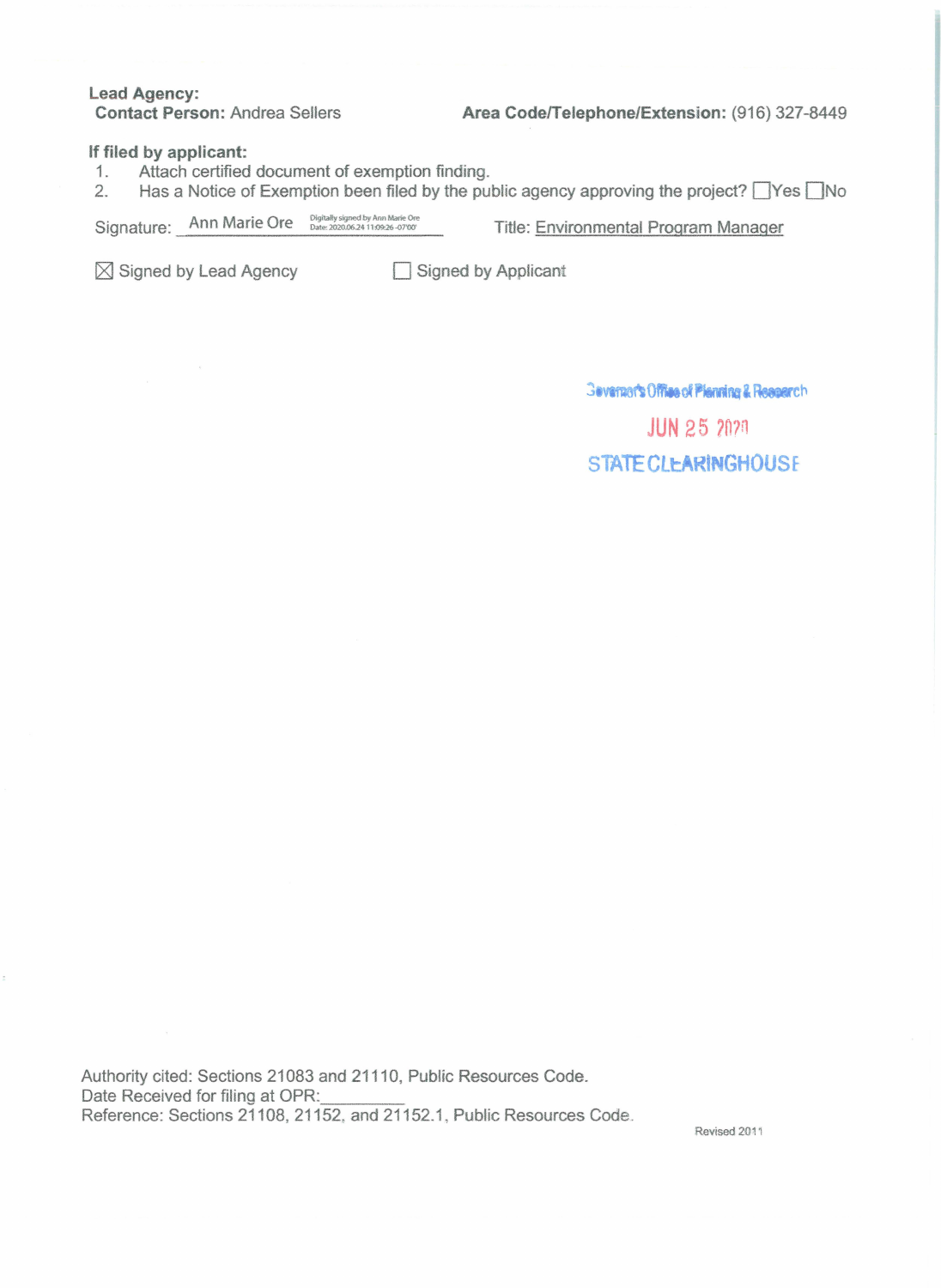**Lead Agency:**
**Contact Person:** Andrea Sellers

**Area Code/Telephone/Extension:** (916) 327-8449

**If filed by applicant:**

1. Attach certified document of exemption finding.
2. Has a Notice of Exemption been filed by the public agency approving the project? ☐Yes ☐No

Signature: Ann Marie Ore (Digitally signed by Ann Marie Ore Date: 2020.06.24 11:09:26 -07'00')

Title: Environmental Program Manager

☒ Signed by Lead Agency ☐ Signed by Applicant

Governor's Office of Planning & Research
JUN 25 2020
STATE CLEARINGHOUSE

Authority cited: Sections 21083 and 21110, Public Resources Code.
Date Received for filing at OPR:_________
Reference: Sections 21108, 21152, and 21152.1, Public Resources Code.

Revised 2011